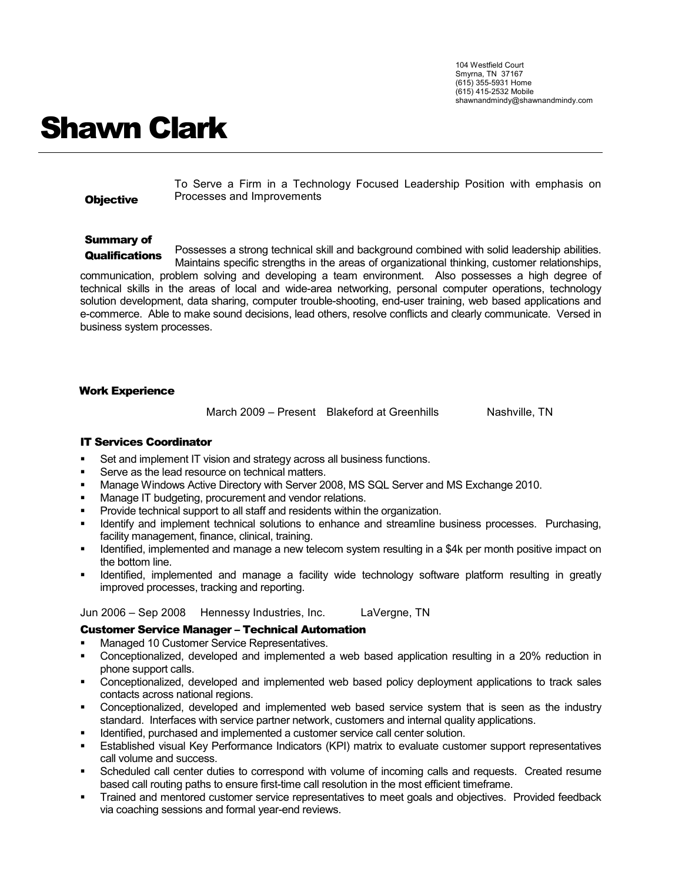104 Westfield Court
Smyrna, TN 37167
(615) 355-5931 Home
(615) 415-2532 Mobile
shawnandmindy@shawnandmindy.com

# Shawn Clark

---

**Objective**

To Serve a Firm in a Technology Focused Leadership Position with emphasis on Processes and Improvements

**Summary of Qualifications**

Possesses a strong technical skill and background combined with solid leadership abilities. Maintains specific strengths in the areas of organizational thinking, customer relationships, communication, problem solving and developing a team environment. Also possesses a high degree of technical skills in the areas of local and wide-area networking, personal computer operations, technology solution development, data sharing, computer trouble-shooting, end-user training, web based applications and e-commerce. Able to make sound decisions, lead others, resolve conflicts and clearly communicate. Versed in business system processes.

## Work Experience

March 2009 – Present Blakeford at Greenhills Nashville, TN

### IT Services Coordinator

- Set and implement IT vision and strategy across all business functions.
- Serve as the lead resource on technical matters.
- Manage Windows Active Directory with Server 2008, MS SQL Server and MS Exchange 2010.
- Manage IT budgeting, procurement and vendor relations.
- Provide technical support to all staff and residents within the organization.
- Identify and implement technical solutions to enhance and streamline business processes. Purchasing, facility management, finance, clinical, training.
- Identified, implemented and manage a new telecom system resulting in a $4k per month positive impact on the bottom line.
- Identified, implemented and manage a facility wide technology software platform resulting in greatly improved processes, tracking and reporting.

Jun 2006 – Sep 2008 Hennessy Industries, Inc. LaVergne, TN

### Customer Service Manager – Technical Automation

- Managed 10 Customer Service Representatives.
- Conceptionalized, developed and implemented a web based application resulting in a 20% reduction in phone support calls.
- Conceptionalized, developed and implemented web based policy deployment applications to track sales contacts across national regions.
- Conceptionalized, developed and implemented web based service system that is seen as the industry standard. Interfaces with service partner network, customers and internal quality applications.
- Identified, purchased and implemented a customer service call center solution.
- Established visual Key Performance Indicators (KPI) matrix to evaluate customer support representatives call volume and success.
- Scheduled call center duties to correspond with volume of incoming calls and requests. Created resume based call routing paths to ensure first-time call resolution in the most efficient timeframe.
- Trained and mentored customer service representatives to meet goals and objectives. Provided feedback via coaching sessions and formal year-end reviews.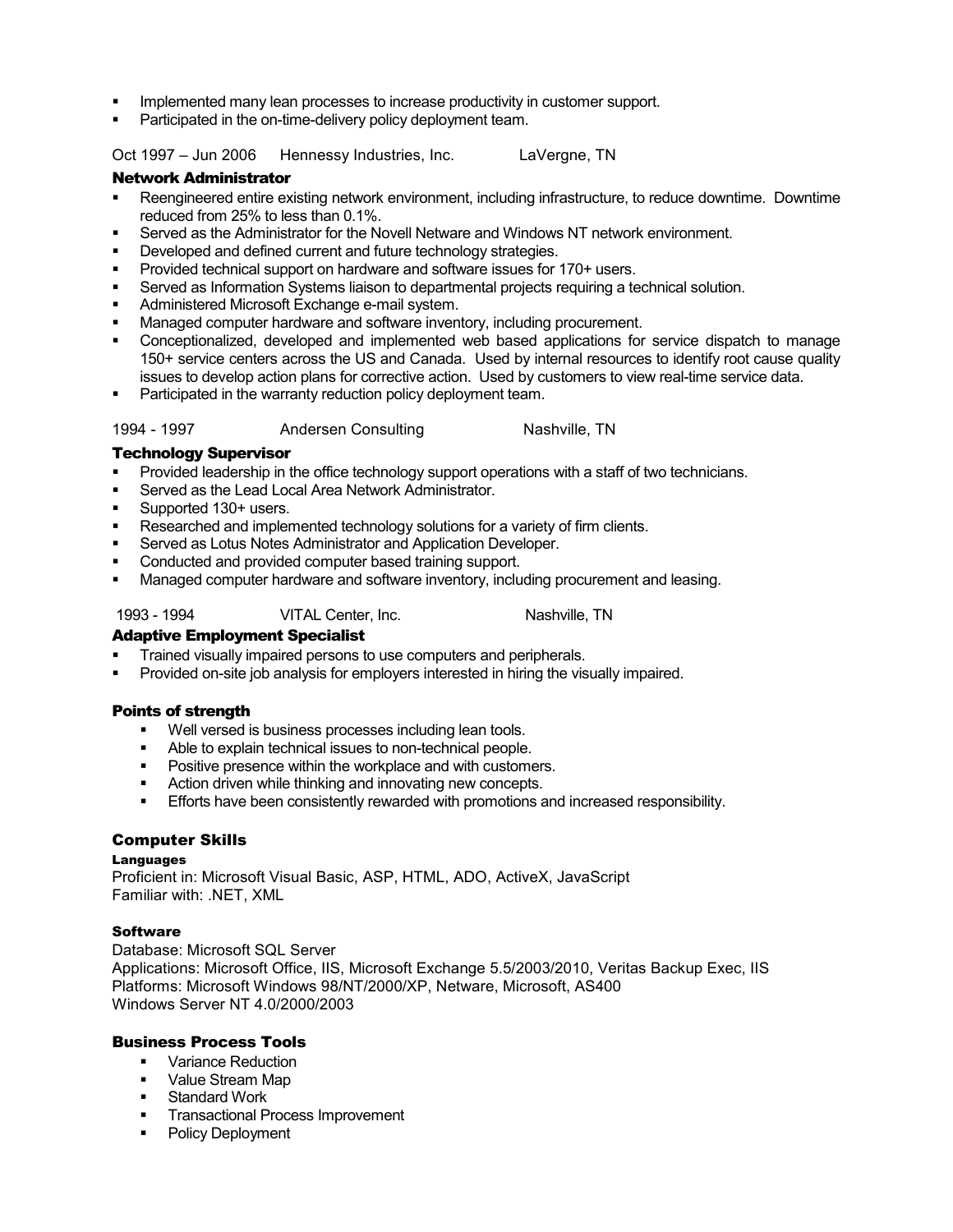- Implemented many lean processes to increase productivity in customer support.
- Participated in the on-time-delivery policy deployment team.

Oct 1997 – Jun 2006 Hennessy Industries, Inc. LaVergne, TN

### Network Administrator

- Reengineered entire existing network environment, including infrastructure, to reduce downtime. Downtime reduced from 25% to less than 0.1%.
- Served as the Administrator for the Novell Netware and Windows NT network environment.
- Developed and defined current and future technology strategies.
- Provided technical support on hardware and software issues for 170+ users.
- Served as Information Systems liaison to departmental projects requiring a technical solution.
- Administered Microsoft Exchange e-mail system.
- Managed computer hardware and software inventory, including procurement.
- Conceptionalized, developed and implemented web based applications for service dispatch to manage 150+ service centers across the US and Canada. Used by internal resources to identify root cause quality issues to develop action plans for corrective action. Used by customers to view real-time service data.
- Participated in the warranty reduction policy deployment team.

1994 - 1997 Andersen Consulting Nashville, TN

### Technology Supervisor

- Provided leadership in the office technology support operations with a staff of two technicians.
- Served as the Lead Local Area Network Administrator.
- Supported 130+ users.
- Researched and implemented technology solutions for a variety of firm clients.
- Served as Lotus Notes Administrator and Application Developer.
- Conducted and provided computer based training support.
- Managed computer hardware and software inventory, including procurement and leasing.

1993 - 1994 VITAL Center, Inc. Nashville, TN

### Adaptive Employment Specialist

- Trained visually impaired persons to use computers and peripherals.
- Provided on-site job analysis for employers interested in hiring the visually impaired.

## Points of strength

- Well versed is business processes including lean tools.
- Able to explain technical issues to non-technical people.
- Positive presence within the workplace and with customers.
- Action driven while thinking and innovating new concepts.
- Efforts have been consistently rewarded with promotions and increased responsibility.

## Computer Skills

#### Languages

Proficient in: Microsoft Visual Basic, ASP, HTML, ADO, ActiveX, JavaScript
Familiar with: .NET, XML

#### Software

Database: Microsoft SQL Server
Applications: Microsoft Office, IIS, Microsoft Exchange 5.5/2003/2010, Veritas Backup Exec, IIS
Platforms: Microsoft Windows 98/NT/2000/XP, Netware, Microsoft, AS400
Windows Server NT 4.0/2000/2003

## Business Process Tools

- Variance Reduction
- Value Stream Map
- Standard Work
- Transactional Process Improvement
- Policy Deployment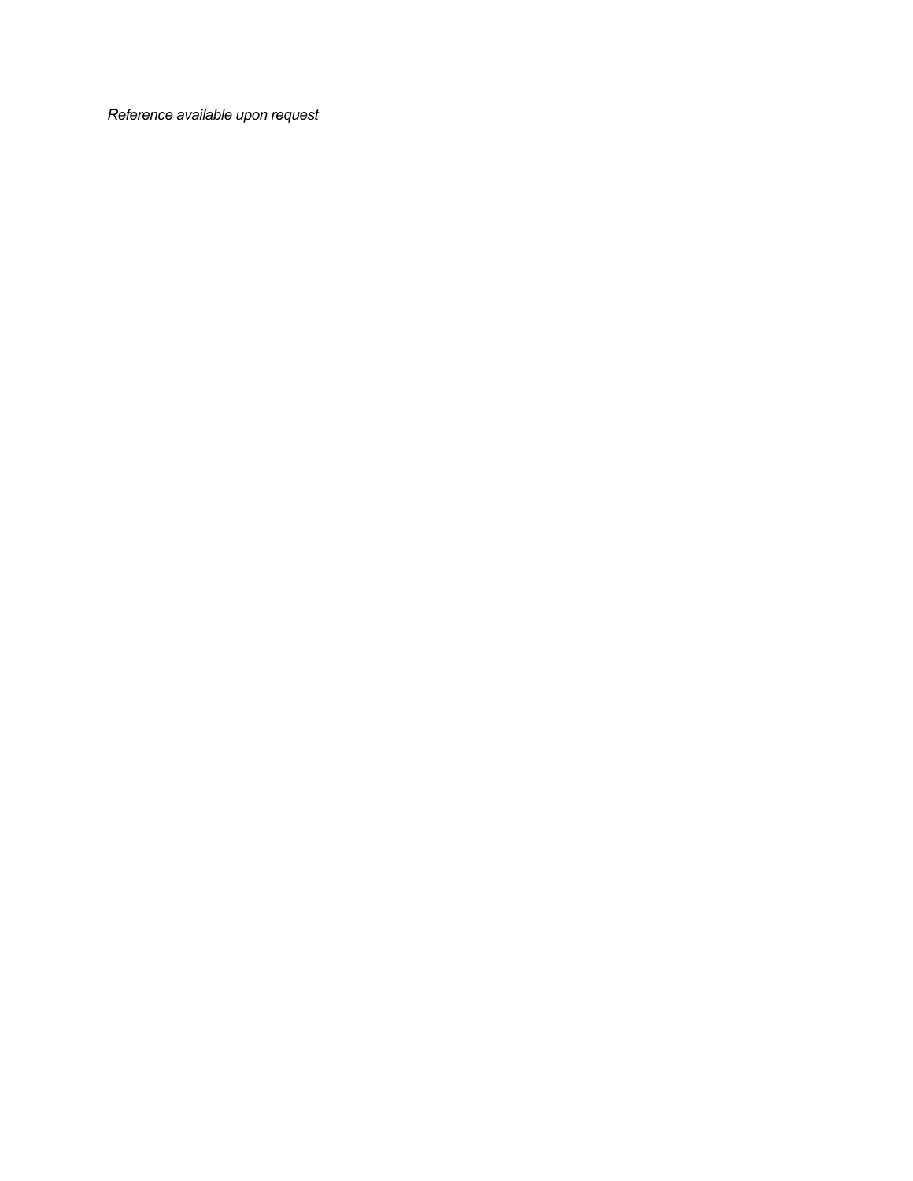*Reference available upon request*